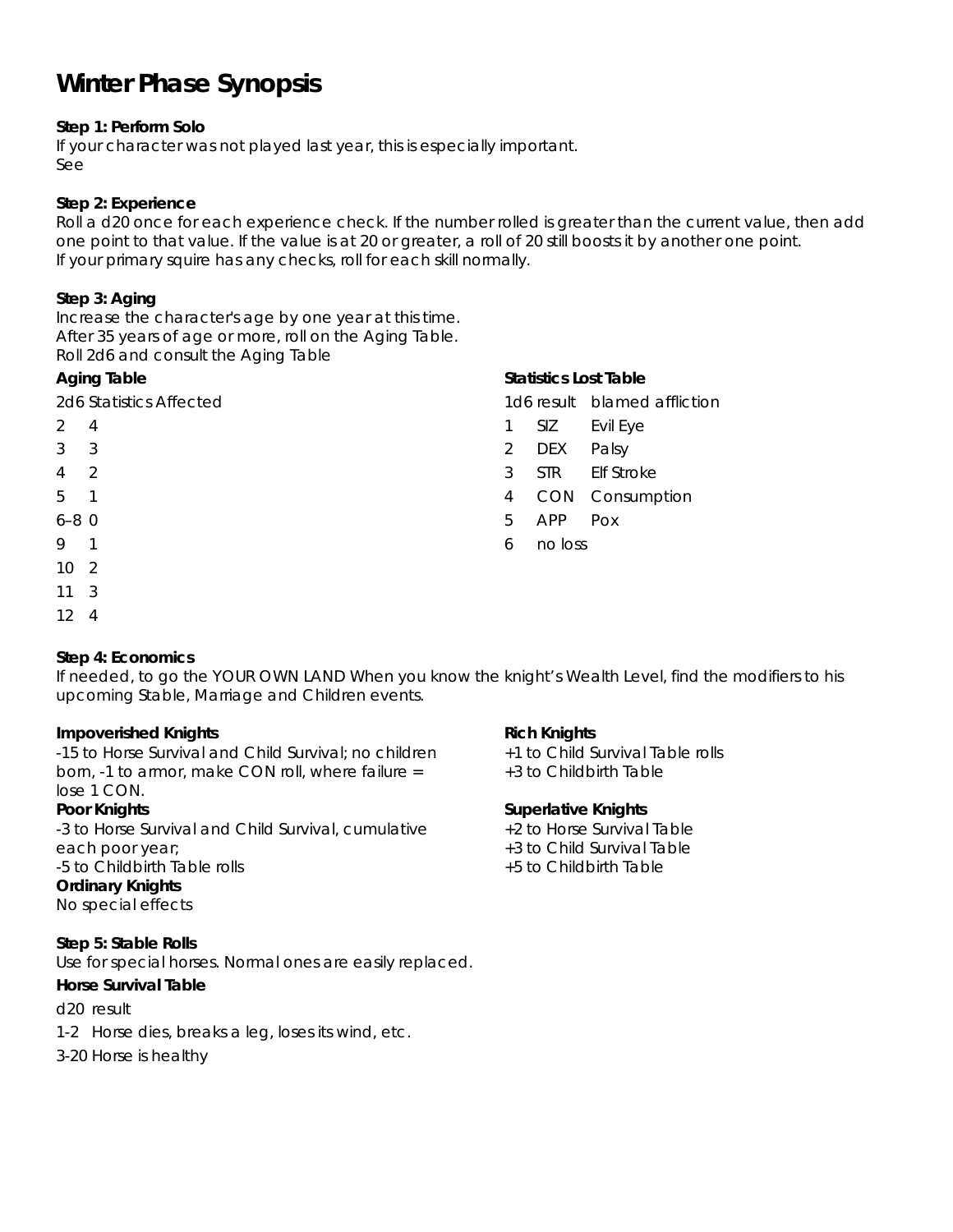# Winter Phase Synopsis

**Step 1: Perform Solo**

If your character was not played last year, this is especially important.
See

**Step 2: Experience**

Roll a d20 once for each experience check. If the number rolled is greater than the current value, then add one point to that value. If the value is at 20 or greater, a roll of 20 still boosts it by another one point.
If your primary squire has any checks, roll for each skill normally.

**Step 3: Aging**

Increase the character's age by one year at this time.
After 35 years of age or more, roll on the Aging Table.
Roll 2d6 and consult the Aging Table

**Aging Table**

| 2d6 | Statistics Affected |
|---|---|
| 2 | 4 |
| 3 | 3 |
| 4 | 2 |
| 5 | 1 |
| 6–8 | 0 |
| 9 | 1 |
| 10 | 2 |
| 11 | 3 |
| 12 | 4 |

**Statistics Lost Table**

| 1d6 result | | blamed affliction |
|---|---|---|
| 1 | SIZ | Evil Eye |
| 2 | DEX | Palsy |
| 3 | STR | Elf Stroke |
| 4 | CON | Consumption |
| 5 | APP | Pox |
| 6 | no loss | |

**Step 4: Economics**

If needed, to go the YOUR OWN LAND When you know the knight's Wealth Level, find the modifiers to his upcoming Stable, Marriage and Children events.

**Impoverished Knights**

-15 to Horse Survival and Child Survival; no children born, -1 to armor, make CON roll, where failure = lose 1 CON.

**Poor Knights**

-3 to Horse Survival and Child Survival, cumulative each poor year;
-5 to Childbirth Table rolls

**Ordinary Knights**

No special effects

**Rich Knights**

+1 to Child Survival Table rolls
+3 to Childbirth Table

**Superlative Knights**

+2 to Horse Survival Table
+3 to Child Survival Table
+5 to Childbirth Table

**Step 5: Stable Rolls**

Use for special horses. Normal ones are easily replaced.

**Horse Survival Table**

| d20 | result |
|---|---|
| 1-2 | Horse dies, breaks a leg, loses its wind, etc. |
| 3-20 | Horse is healthy |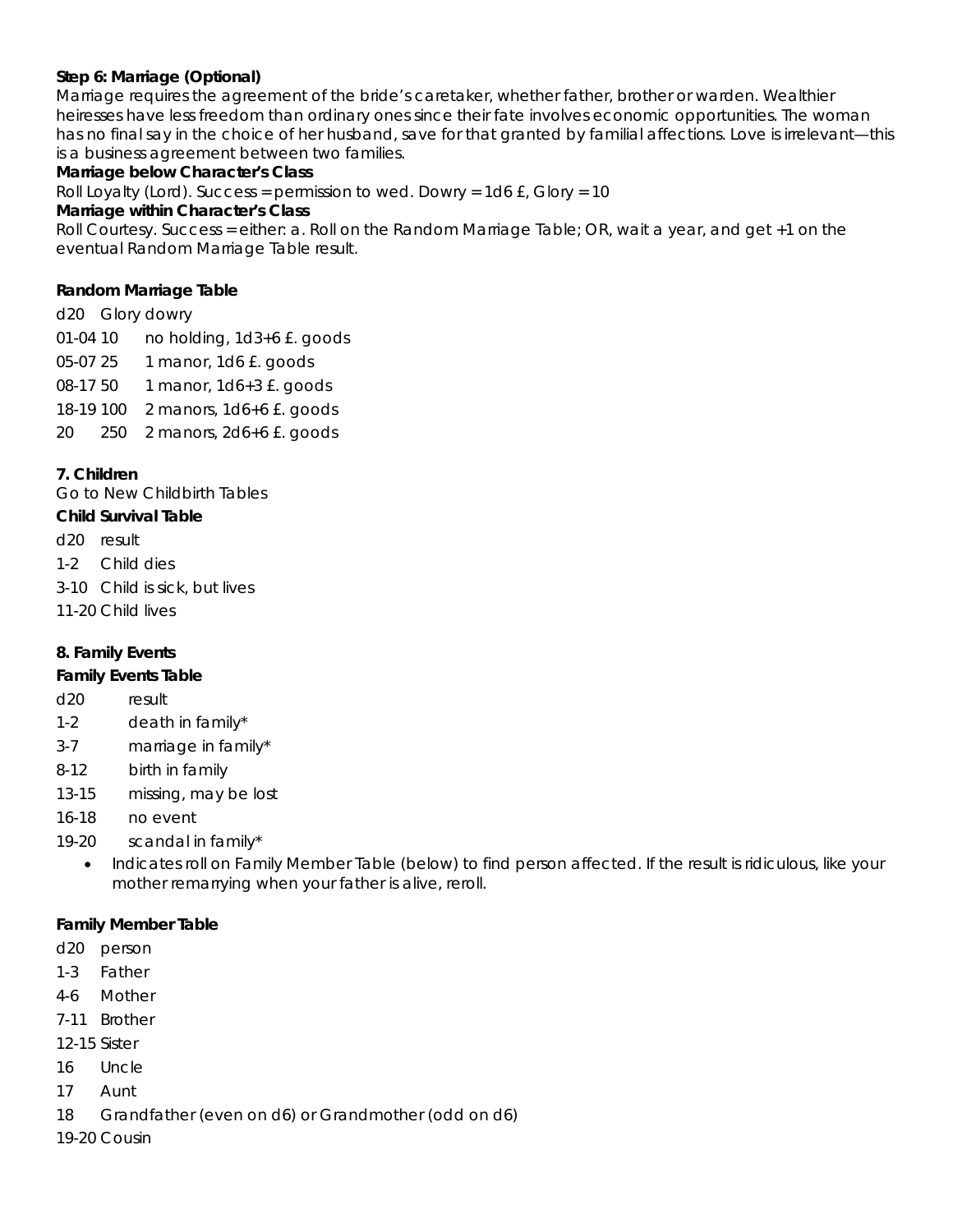**Step 6: Marriage (Optional)**
Marriage requires the agreement of the bride's caretaker, whether father, brother or warden. Wealthier heiresses have less freedom than ordinary ones since their fate involves economic opportunities. The woman has no final say in the choice of her husband, save for that granted by familial affections. Love is irrelevant—this is a business agreement between two families.

**Marriage below Character's Class**
Roll Loyalty (Lord). Success = permission to wed. Dowry = 1d6 £, Glory = 10

**Marriage within Character's Class**
Roll Courtesy. Success = either: a. Roll on the Random Marriage Table; OR, wait a year, and get +1 on the eventual Random Marriage Table result.

**Random Marriage Table**

| d20 | Glory | dowry |
|---|---|---|
| 01-04 | 10 | no holding, 1d3+6 £. goods |
| 05-07 | 25 | 1 manor, 1d6 £. goods |
| 08-17 | 50 | 1 manor, 1d6+3 £. goods |
| 18-19 | 100 | 2 manors, 1d6+6 £. goods |
| 20 | 250 | 2 manors, 2d6+6 £. goods |

**7. Children**
Go to New Childbirth Tables

**Child Survival Table**

| d20 | result |
|---|---|
| 1-2 | Child dies |
| 3-10 | Child is sick, but lives |
| 11-20 | Child lives |

**8. Family Events**

**Family Events Table**

| d20 | result |
|---|---|
| 1-2 | death in family* |
| 3-7 | marriage in family* |
| 8-12 | birth in family |
| 13-15 | missing, may be lost |
| 16-18 | no event |
| 19-20 | scandal in family* |

- Indicates roll on Family Member Table (below) to find person affected. If the result is ridiculous, like your mother remarrying when your father is alive, reroll.

**Family Member Table**

| d20 | person |
|---|---|
| 1-3 | Father |
| 4-6 | Mother |
| 7-11 | Brother |
| 12-15 | Sister |
| 16 | Uncle |
| 17 | Aunt |
| 18 | Grandfather (even on d6) or Grandmother (odd on d6) |
| 19-20 | Cousin |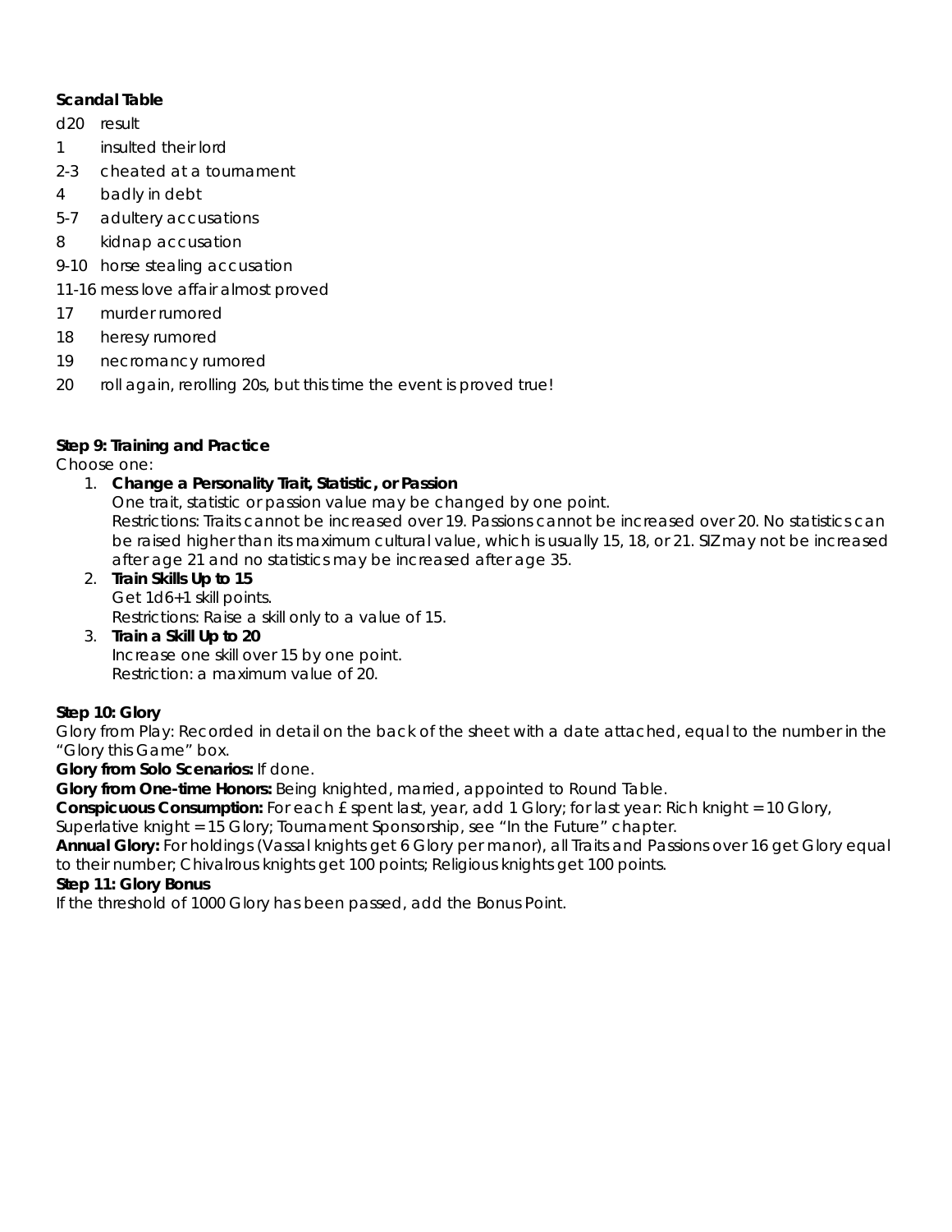**Scandal Table**

| d20 | result |
|---|---|
| 1 | insulted their lord |
| 2-3 | cheated at a tournament |
| 4 | badly in debt |
| 5-7 | adultery accusations |
| 8 | kidnap accusation |
| 9-10 | horse stealing accusation |
| 11-16 | mess love affair almost proved |
| 17 | murder rumored |
| 18 | heresy rumored |
| 19 | necromancy rumored |
| 20 | roll again, rerolling 20s, but this time the event is proved true! |

**Step 9: Training and Practice**

Choose one:

1. **Change a Personality Trait, Statistic, or Passion**
   One trait, statistic or passion value may be changed by one point.
   Restrictions: Traits cannot be increased over 19. Passions cannot be increased over 20. No statistics can be raised higher than its maximum cultural value, which is usually 15, 18, or 21. SIZ may not be increased after age 21 and no statistics may be increased after age 35.
2. **Train Skills Up to 15**
   Get 1d6+1 skill points.
   Restrictions: Raise a skill only to a value of 15.
3. **Train a Skill Up to 20**
   Increase one skill over 15 by one point.
   Restriction: a maximum value of 20.

**Step 10: Glory**

Glory from Play: Recorded in detail on the back of the sheet with a date attached, equal to the number in the "Glory this Game" box.

**Glory from Solo Scenarios:** If done.

**Glory from One-time Honors:** Being knighted, married, appointed to Round Table.

**Conspicuous Consumption:** For each £ spent last, year, add 1 Glory; for last year: Rich knight = 10 Glory, Superlative knight = 15 Glory; Tournament Sponsorship, see "In the Future" chapter.

**Annual Glory:** For holdings (Vassal knights get 6 Glory per manor), all Traits and Passions over 16 get Glory equal to their number; Chivalrous knights get 100 points; Religious knights get 100 points.

**Step 11: Glory Bonus**

If the threshold of 1000 Glory has been passed, add the Bonus Point.